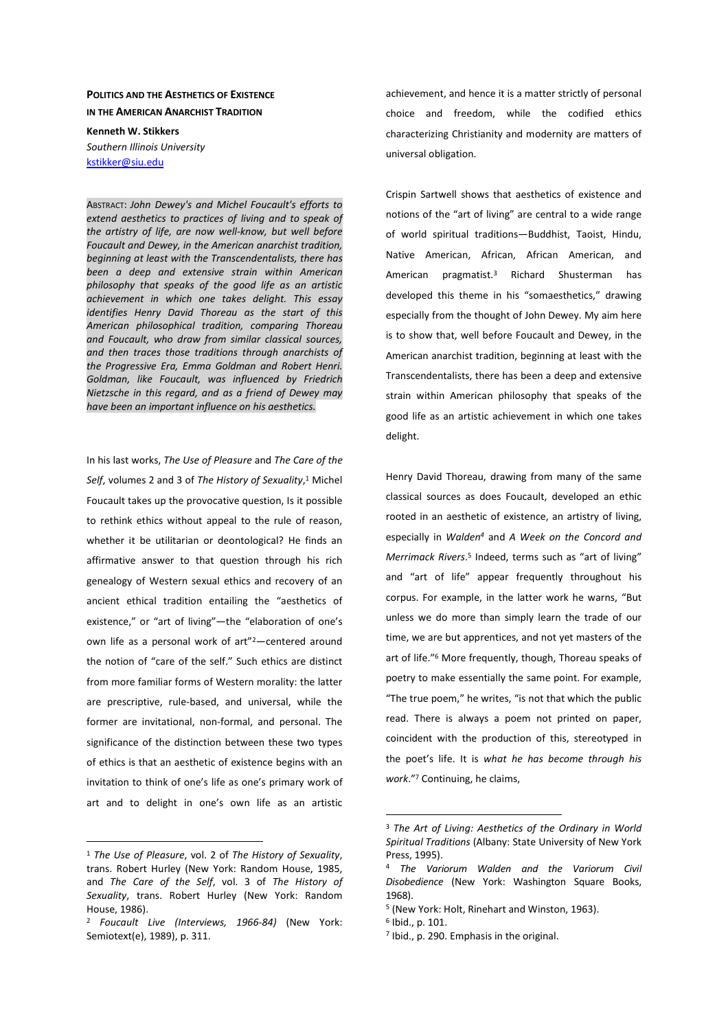**POLITICS AND THE AESTHETICS OF EXISTENCE IN THE AMERICAN ANARCHIST TRADITION**

**Kenneth W. Stikkers**
*Southern Illinois University*
kstikker@siu.edu

ABSTRACT: *John Dewey's and Michel Foucault's efforts to extend aesthetics to practices of living and to speak of the artistry of life, are now well-know, but well before Foucault and Dewey, in the American anarchist tradition, beginning at least with the Transcendentalists, there has been a deep and extensive strain within American philosophy that speaks of the good life as an artistic achievement in which one takes delight. This essay identifies Henry David Thoreau as the start of this American philosophical tradition, comparing Thoreau and Foucault, who draw from similar classical sources, and then traces those traditions through anarchists of the Progressive Era, Emma Goldman and Robert Henri. Goldman, like Foucault, was influenced by Friedrich Nietzsche in this regard, and as a friend of Dewey may have been an important influence on his aesthetics.*

In his last works, *The Use of Pleasure* and *The Care of the Self*, volumes 2 and 3 of *The History of Sexuality*,[1] Michel Foucault takes up the provocative question, Is it possible to rethink ethics without appeal to the rule of reason, whether it be utilitarian or deontological? He finds an affirmative answer to that question through his rich genealogy of Western sexual ethics and recovery of an ancient ethical tradition entailing the "aesthetics of existence," or "art of living"—the "elaboration of one's own life as a personal work of art"[2]—centered around the notion of "care of the self." Such ethics are distinct from more familiar forms of Western morality: the latter are prescriptive, rule-based, and universal, while the former are invitational, non-formal, and personal. The significance of the distinction between these two types of ethics is that an aesthetic of existence begins with an invitation to think of one's life as one's primary work of art and to delight in one's own life as an artistic achievement, and hence it is a matter strictly of personal choice and freedom, while the codified ethics characterizing Christianity and modernity are matters of universal obligation.

Crispin Sartwell shows that aesthetics of existence and notions of the "art of living" are central to a wide range of world spiritual traditions—Buddhist, Taoist, Hindu, Native American, African, African American, and American pragmatist.[3] Richard Shusterman has developed this theme in his "somaesthetics," drawing especially from the thought of John Dewey. My aim here is to show that, well before Foucault and Dewey, in the American anarchist tradition, beginning at least with the Transcendentalists, there has been a deep and extensive strain within American philosophy that speaks of the good life as an artistic achievement in which one takes delight.

Henry David Thoreau, drawing from many of the same classical sources as does Foucault, developed an ethic rooted in an aesthetic of existence, an artistry of living, especially in *Walden*[4] and *A Week on the Concord and Merrimack Rivers*.[5] Indeed, terms such as "art of living" and "art of life" appear frequently throughout his corpus. For example, in the latter work he warns, "But unless we do more than simply learn the trade of our time, we are but apprentices, and not yet masters of the art of life."[6] More frequently, though, Thoreau speaks of poetry to make essentially the same point. For example, "The true poem," he writes, "is not that which the public read. There is always a poem not printed on paper, coincident with the production of this, stereotyped in the poet's life. It is *what he has become through his work*."[7] Continuing, he claims,

---

[1] *The Use of Pleasure*, vol. 2 of *The History of Sexuality*, trans. Robert Hurley (New York: Random House, 1985, and *The Care of the Self*, vol. 3 of *The History of Sexuality*, trans. Robert Hurley (New York: Random House, 1986).

[2] *Foucault Live (Interviews, 1966-84)* (New York: Semiotext(e), 1989), p. 311.

[3] *The Art of Living: Aesthetics of the Ordinary in World Spiritual Traditions* (Albany: State University of New York Press, 1995).

[4] *The Variorum Walden and the Variorum Civil Disobedience* (New York: Washington Square Books, 1968).

[5] (New York: Holt, Rinehart and Winston, 1963).

[6] Ibid., p. 101.

[7] Ibid., p. 290. Emphasis in the original.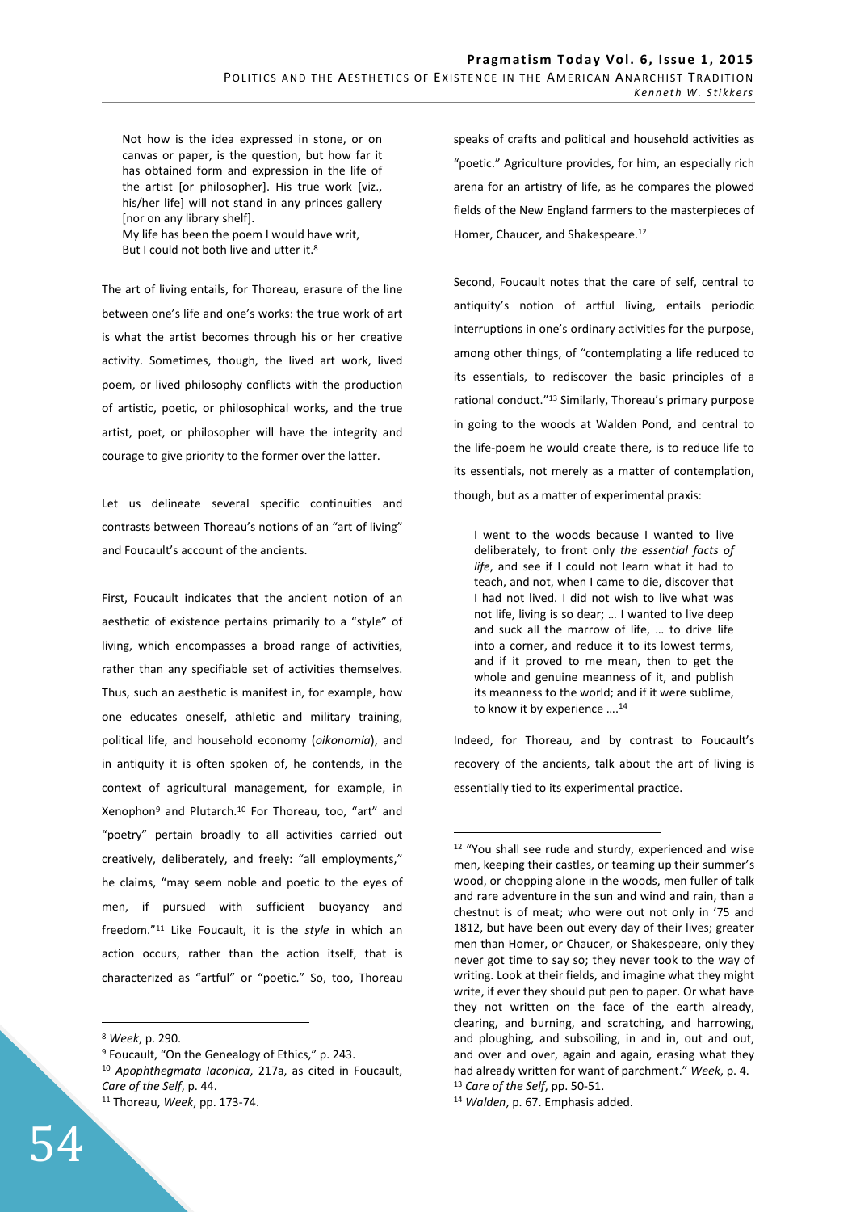> Not how is the idea expressed in stone, or on canvas or paper, is the question, but how far it has obtained form and expression in the life of the artist [or philosopher]. His true work [viz., his/her life] will not stand in any princes gallery [nor on any library shelf].
> My life has been the poem I would have writ,
> But I could not both live and utter it.[8]

The art of living entails, for Thoreau, erasure of the line between one's life and one's works: the true work of art is what the artist becomes through his or her creative activity. Sometimes, though, the lived art work, lived poem, or lived philosophy conflicts with the production of artistic, poetic, or philosophical works, and the true artist, poet, or philosopher will have the integrity and courage to give priority to the former over the latter.

Let us delineate several specific continuities and contrasts between Thoreau's notions of an "art of living" and Foucault's account of the ancients.

First, Foucault indicates that the ancient notion of an aesthetic of existence pertains primarily to a "style" of living, which encompasses a broad range of activities, rather than any specifiable set of activities themselves. Thus, such an aesthetic is manifest in, for example, how one educates oneself, athletic and military training, political life, and household economy (*oikonomia*), and in antiquity it is often spoken of, he contends, in the context of agricultural management, for example, in Xenophon[9] and Plutarch.[10] For Thoreau, too, "art" and "poetry" pertain broadly to all activities carried out creatively, deliberately, and freely: "all employments," he claims, "may seem noble and poetic to the eyes of men, if pursued with sufficient buoyancy and freedom."[11] Like Foucault, it is the *style* in which an action occurs, rather than the action itself, that is characterized as "artful" or "poetic." So, too, Thoreau speaks of crafts and political and household activities as "poetic." Agriculture provides, for him, an especially rich arena for an artistry of life, as he compares the plowed fields of the New England farmers to the masterpieces of Homer, Chaucer, and Shakespeare.[12]

Second, Foucault notes that the care of self, central to antiquity's notion of artful living, entails periodic interruptions in one's ordinary activities for the purpose, among other things, of "contemplating a life reduced to its essentials, to rediscover the basic principles of a rational conduct."[13] Similarly, Thoreau's primary purpose in going to the woods at Walden Pond, and central to the life-poem he would create there, is to reduce life to its essentials, not merely as a matter of contemplation, though, but as a matter of experimental praxis:

> I went to the woods because I wanted to live deliberately, to front only *the essential facts of life*, and see if I could not learn what it had to teach, and not, when I came to die, discover that I had not lived. I did not wish to live what was not life, living is so dear; … I wanted to live deep and suck all the marrow of life, … to drive life into a corner, and reduce it to its lowest terms, and if it proved to me mean, then to get the whole and genuine meanness of it, and publish its meanness to the world; and if it were sublime, to know it by experience ….[14]

Indeed, for Thoreau, and by contrast to Foucault's recovery of the ancients, talk about the art of living is essentially tied to its experimental practice.

---

[8] *Week*, p. 290.

[9] Foucault, "On the Genealogy of Ethics," p. 243.

[10] *Apophthegmata Iaconica*, 217a, as cited in Foucault, *Care of the Self*, p. 44.

[11] Thoreau, *Week*, pp. 173-74.

[12] "You shall see rude and sturdy, experienced and wise men, keeping their castles, or teaming up their summer's wood, or chopping alone in the woods, men fuller of talk and rare adventure in the sun and wind and rain, than a chestnut is of meat; who were out not only in '75 and 1812, but have been out every day of their lives; greater men than Homer, or Chaucer, or Shakespeare, only they never got time to say so; they never took to the way of writing. Look at their fields, and imagine what they might write, if ever they should put pen to paper. Or what have they not written on the face of the earth already, clearing, and burning, and scratching, and harrowing, and ploughing, and subsoiling, in and in, out and out, and over and over, again and again, erasing what they had already written for want of parchment." *Week*, p. 4.

[13] *Care of the Self*, pp. 50-51.

[14] *Walden*, p. 67. Emphasis added.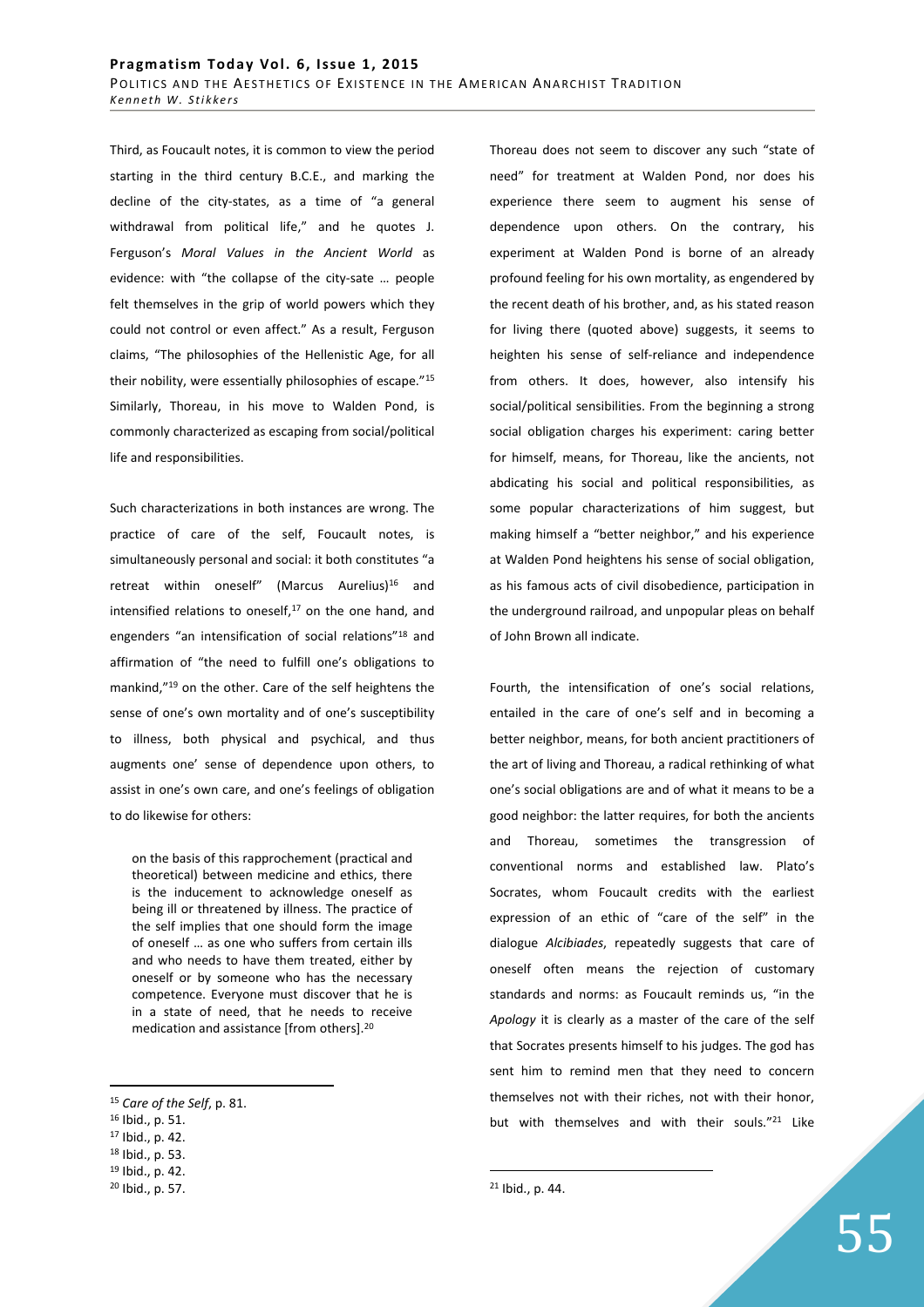Third, as Foucault notes, it is common to view the period starting in the third century B.C.E., and marking the decline of the city-states, as a time of "a general withdrawal from political life," and he quotes J. Ferguson's *Moral Values in the Ancient World* as evidence: with "the collapse of the city-sate … people felt themselves in the grip of world powers which they could not control or even affect." As a result, Ferguson claims, "The philosophies of the Hellenistic Age, for all their nobility, were essentially philosophies of escape."[15] Similarly, Thoreau, in his move to Walden Pond, is commonly characterized as escaping from social/political life and responsibilities.

Such characterizations in both instances are wrong. The practice of care of the self, Foucault notes, is simultaneously personal and social: it both constitutes "a retreat within oneself" (Marcus Aurelius)[16] and intensified relations to oneself,[17] on the one hand, and engenders "an intensification of social relations"[18] and affirmation of "the need to fulfill one's obligations to mankind,"[19] on the other. Care of the self heightens the sense of one's own mortality and of one's susceptibility to illness, both physical and psychical, and thus augments one' sense of dependence upon others, to assist in one's own care, and one's feelings of obligation to do likewise for others:

> on the basis of this rapprochement (practical and theoretical) between medicine and ethics, there is the inducement to acknowledge oneself as being ill or threatened by illness. The practice of the self implies that one should form the image of oneself … as one who suffers from certain ills and who needs to have them treated, either by oneself or by someone who has the necessary competence. Everyone must discover that he is in a state of need, that he needs to receive medication and assistance [from others].[20]

Thoreau does not seem to discover any such "state of need" for treatment at Walden Pond, nor does his experience there seem to augment his sense of dependence upon others. On the contrary, his experiment at Walden Pond is borne of an already profound feeling for his own mortality, as engendered by the recent death of his brother, and, as his stated reason for living there (quoted above) suggests, it seems to heighten his sense of self-reliance and independence from others. It does, however, also intensify his social/political sensibilities. From the beginning a strong social obligation charges his experiment: caring better for himself, means, for Thoreau, like the ancients, not abdicating his social and political responsibilities, as some popular characterizations of him suggest, but making himself a "better neighbor," and his experience at Walden Pond heightens his sense of social obligation, as his famous acts of civil disobedience, participation in the underground railroad, and unpopular pleas on behalf of John Brown all indicate.

Fourth, the intensification of one's social relations, entailed in the care of one's self and in becoming a better neighbor, means, for both ancient practitioners of the art of living and Thoreau, a radical rethinking of what one's social obligations are and of what it means to be a good neighbor: the latter requires, for both the ancients and Thoreau, sometimes the transgression of conventional norms and established law. Plato's Socrates, whom Foucault credits with the earliest expression of an ethic of "care of the self" in the dialogue *Alcibiades*, repeatedly suggests that care of oneself often means the rejection of customary standards and norms: as Foucault reminds us, "in the *Apology* it is clearly as a master of the care of the self that Socrates presents himself to his judges. The god has sent him to remind men that they need to concern themselves not with their riches, not with their honor, but with themselves and with their souls."[21] Like

---

[15] *Care of the Self*, p. 81.

[16] Ibid., p. 51.

[17] Ibid., p. 42.

[18] Ibid., p. 53.

[19] Ibid., p. 42.

[20] Ibid., p. 57.

[21] Ibid., p. 44.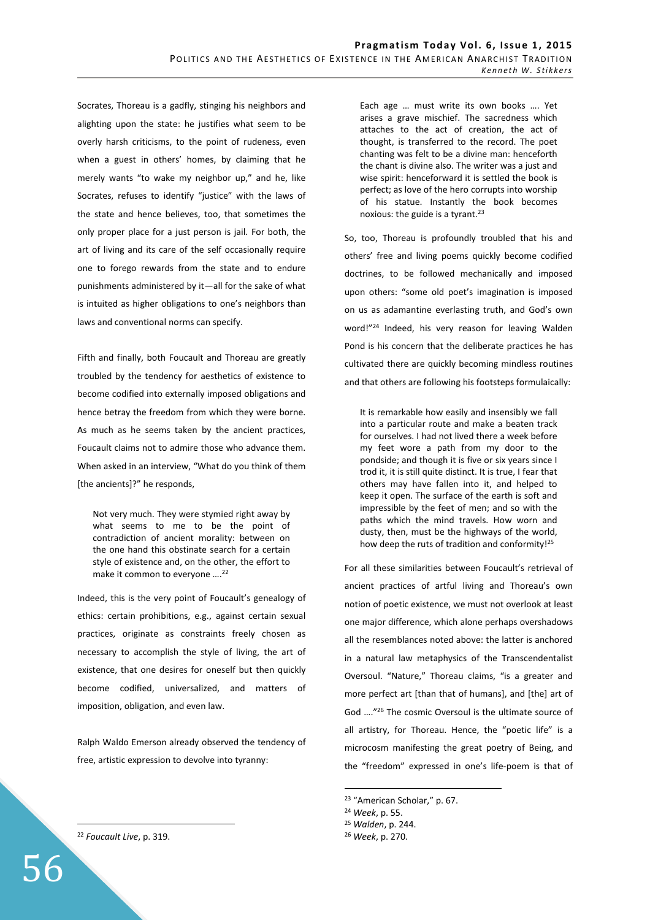Socrates, Thoreau is a gadfly, stinging his neighbors and alighting upon the state: he justifies what seem to be overly harsh criticisms, to the point of rudeness, even when a guest in others' homes, by claiming that he merely wants "to wake my neighbor up," and he, like Socrates, refuses to identify "justice" with the laws of the state and hence believes, too, that sometimes the only proper place for a just person is jail. For both, the art of living and its care of the self occasionally require one to forego rewards from the state and to endure punishments administered by it—all for the sake of what is intuited as higher obligations to one's neighbors than laws and conventional norms can specify.

Fifth and finally, both Foucault and Thoreau are greatly troubled by the tendency for aesthetics of existence to become codified into externally imposed obligations and hence betray the freedom from which they were borne. As much as he seems taken by the ancient practices, Foucault claims not to admire those who advance them. When asked in an interview, "What do you think of them [the ancients]?" he responds,

> Not very much. They were stymied right away by what seems to me to be the point of contradiction of ancient morality: between on the one hand this obstinate search for a certain style of existence and, on the other, the effort to make it common to everyone ….[22]

Indeed, this is the very point of Foucault's genealogy of ethics: certain prohibitions, e.g., against certain sexual practices, originate as constraints freely chosen as necessary to accomplish the style of living, the art of existence, that one desires for oneself but then quickly become codified, universalized, and matters of imposition, obligation, and even law.

Ralph Waldo Emerson already observed the tendency of free, artistic expression to devolve into tyranny:

> Each age … must write its own books …. Yet arises a grave mischief. The sacredness which attaches to the act of creation, the act of thought, is transferred to the record. The poet chanting was felt to be a divine man: henceforth the chant is divine also. The writer was a just and wise spirit: henceforward it is settled the book is perfect; as love of the hero corrupts into worship of his statue. Instantly the book becomes noxious: the guide is a tyrant.[23]

So, too, Thoreau is profoundly troubled that his and others' free and living poems quickly become codified doctrines, to be followed mechanically and imposed upon others: "some old poet's imagination is imposed on us as adamantine everlasting truth, and God's own word!"[24] Indeed, his very reason for leaving Walden Pond is his concern that the deliberate practices he has cultivated there are quickly becoming mindless routines and that others are following his footsteps formulaically:

> It is remarkable how easily and insensibly we fall into a particular route and make a beaten track for ourselves. I had not lived there a week before my feet wore a path from my door to the pondside; and though it is five or six years since I trod it, it is still quite distinct. It is true, I fear that others may have fallen into it, and helped to keep it open. The surface of the earth is soft and impressible by the feet of men; and so with the paths which the mind travels. How worn and dusty, then, must be the highways of the world, how deep the ruts of tradition and conformity![25]

For all these similarities between Foucault's retrieval of ancient practices of artful living and Thoreau's own notion of poetic existence, we must not overlook at least one major difference, which alone perhaps overshadows all the resemblances noted above: the latter is anchored in a natural law metaphysics of the Transcendentalist Oversoul. "Nature," Thoreau claims, "is a greater and more perfect art [than that of humans], and [the] art of God …."[26] The cosmic Oversoul is the ultimate source of all artistry, for Thoreau. Hence, the "poetic life" is a microcosm manifesting the great poetry of Being, and the "freedom" expressed in one's life-poem is that of

---

[22] *Foucault Live*, p. 319.

[23] "American Scholar," p. 67.

[24] *Week*, p. 55.

[25] *Walden*, p. 244.

[26] *Week*, p. 270.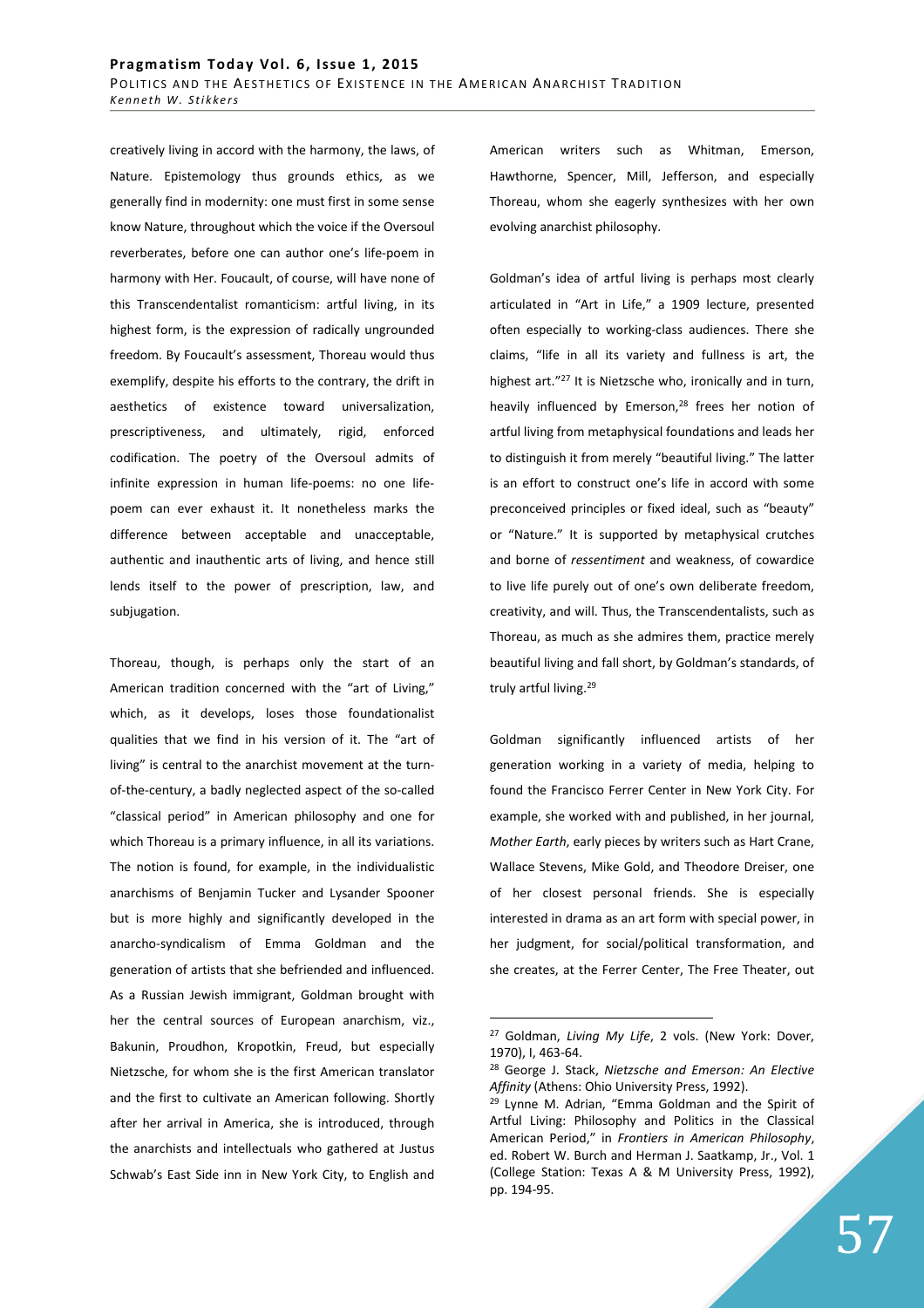creatively living in accord with the harmony, the laws, of Nature. Epistemology thus grounds ethics, as we generally find in modernity: one must first in some sense know Nature, throughout which the voice if the Oversoul reverberates, before one can author one's life-poem in harmony with Her. Foucault, of course, will have none of this Transcendentalist romanticism: artful living, in its highest form, is the expression of radically ungrounded freedom. By Foucault's assessment, Thoreau would thus exemplify, despite his efforts to the contrary, the drift in aesthetics of existence toward universalization, prescriptiveness, and ultimately, rigid, enforced codification. The poetry of the Oversoul admits of infinite expression in human life-poems: no one life-poem can ever exhaust it. It nonetheless marks the difference between acceptable and unacceptable, authentic and inauthentic arts of living, and hence still lends itself to the power of prescription, law, and subjugation.

Thoreau, though, is perhaps only the start of an American tradition concerned with the "art of Living," which, as it develops, loses those foundationalist qualities that we find in his version of it. The "art of living" is central to the anarchist movement at the turn-of-the-century, a badly neglected aspect of the so-called "classical period" in American philosophy and one for which Thoreau is a primary influence, in all its variations. The notion is found, for example, in the individualistic anarchisms of Benjamin Tucker and Lysander Spooner but is more highly and significantly developed in the anarcho-syndicalism of Emma Goldman and the generation of artists that she befriended and influenced. As a Russian Jewish immigrant, Goldman brought with her the central sources of European anarchism, viz., Bakunin, Proudhon, Kropotkin, Freud, but especially Nietzsche, for whom she is the first American translator and the first to cultivate an American following. Shortly after her arrival in America, she is introduced, through the anarchists and intellectuals who gathered at Justus Schwab's East Side inn in New York City, to English and American writers such as Whitman, Emerson, Hawthorne, Spencer, Mill, Jefferson, and especially Thoreau, whom she eagerly synthesizes with her own evolving anarchist philosophy.

Goldman's idea of artful living is perhaps most clearly articulated in "Art in Life," a 1909 lecture, presented often especially to working-class audiences. There she claims, "life in all its variety and fullness is art, the highest art."[27] It is Nietzsche who, ironically and in turn, heavily influenced by Emerson,[28] frees her notion of artful living from metaphysical foundations and leads her to distinguish it from merely "beautiful living." The latter is an effort to construct one's life in accord with some preconceived principles or fixed ideal, such as "beauty" or "Nature." It is supported by metaphysical crutches and borne of *ressentiment* and weakness, of cowardice to live life purely out of one's own deliberate freedom, creativity, and will. Thus, the Transcendentalists, such as Thoreau, as much as she admires them, practice merely beautiful living and fall short, by Goldman's standards, of truly artful living.[29]

Goldman significantly influenced artists of her generation working in a variety of media, helping to found the Francisco Ferrer Center in New York City. For example, she worked with and published, in her journal, *Mother Earth*, early pieces by writers such as Hart Crane, Wallace Stevens, Mike Gold, and Theodore Dreiser, one of her closest personal friends. She is especially interested in drama as an art form with special power, in her judgment, for social/political transformation, and she creates, at the Ferrer Center, The Free Theater, out

---

[27] Goldman, *Living My Life*, 2 vols. (New York: Dover, 1970), I, 463-64.

[28] George J. Stack, *Nietzsche and Emerson: An Elective Affinity* (Athens: Ohio University Press, 1992).

[29] Lynne M. Adrian, "Emma Goldman and the Spirit of Artful Living: Philosophy and Politics in the Classical American Period," in *Frontiers in American Philosophy*, ed. Robert W. Burch and Herman J. Saatkamp, Jr., Vol. 1 (College Station: Texas A & M University Press, 1992), pp. 194-95.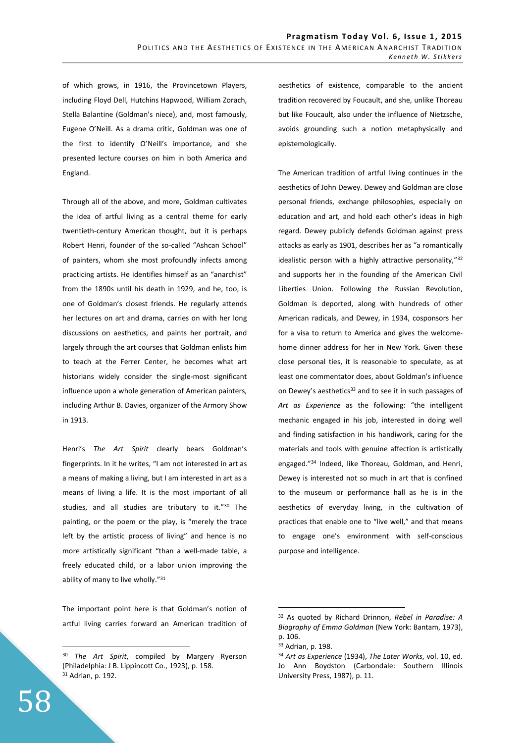of which grows, in 1916, the Provincetown Players, including Floyd Dell, Hutchins Hapwood, William Zorach, Stella Balantine (Goldman's niece), and, most famously, Eugene O'Neill. As a drama critic, Goldman was one of the first to identify O'Neill's importance, and she presented lecture courses on him in both America and England.

Through all of the above, and more, Goldman cultivates the idea of artful living as a central theme for early twentieth-century American thought, but it is perhaps Robert Henri, founder of the so-called "Ashcan School" of painters, whom she most profoundly infects among practicing artists. He identifies himself as an "anarchist" from the 1890s until his death in 1929, and he, too, is one of Goldman's closest friends. He regularly attends her lectures on art and drama, carries on with her long discussions on aesthetics, and paints her portrait, and largely through the art courses that Goldman enlists him to teach at the Ferrer Center, he becomes what art historians widely consider the single-most significant influence upon a whole generation of American painters, including Arthur B. Davies, organizer of the Armory Show in 1913.

Henri's *The Art Spirit* clearly bears Goldman's fingerprints. In it he writes, "I am not interested in art as a means of making a living, but I am interested in art as a means of living a life. It is the most important of all studies, and all studies are tributary to it."[30] The painting, or the poem or the play, is "merely the trace left by the artistic process of living" and hence is no more artistically significant "than a well-made table, a freely educated child, or a labor union improving the ability of many to live wholly."[31]

The important point here is that Goldman's notion of artful living carries forward an American tradition of aesthetics of existence, comparable to the ancient tradition recovered by Foucault, and she, unlike Thoreau but like Foucault, also under the influence of Nietzsche, avoids grounding such a notion metaphysically and epistemologically.

The American tradition of artful living continues in the aesthetics of John Dewey. Dewey and Goldman are close personal friends, exchange philosophies, especially on education and art, and hold each other's ideas in high regard. Dewey publicly defends Goldman against press attacks as early as 1901, describes her as "a romantically idealistic person with a highly attractive personality,"[32] and supports her in the founding of the American Civil Liberties Union. Following the Russian Revolution, Goldman is deported, along with hundreds of other American radicals, and Dewey, in 1934, cosponsors her for a visa to return to America and gives the welcome-home dinner address for her in New York. Given these close personal ties, it is reasonable to speculate, as at least one commentator does, about Goldman's influence on Dewey's aesthetics[33] and to see it in such passages of *Art as Experience* as the following: "the intelligent mechanic engaged in his job, interested in doing well and finding satisfaction in his handiwork, caring for the materials and tools with genuine affection is artistically engaged."[34] Indeed, like Thoreau, Goldman, and Henri, Dewey is interested not so much in art that is confined to the museum or performance hall as he is in the aesthetics of everyday living, in the cultivation of practices that enable one to "live well," and that means to engage one's environment with self-conscious purpose and intelligence.

---

[30] *The Art Spirit*, compiled by Margery Ryerson (Philadelphia: J B. Lippincott Co., 1923), p. 158.

[31] Adrian, p. 192.

[32] As quoted by Richard Drinnon, *Rebel in Paradise: A Biography of Emma Goldman* (New York: Bantam, 1973), p. 106.

[33] Adrian, p. 198.

[34] *Art as Experience* (1934), *The Later Works*, vol. 10, ed. Jo Ann Boydston (Carbondale: Southern Illinois University Press, 1987), p. 11.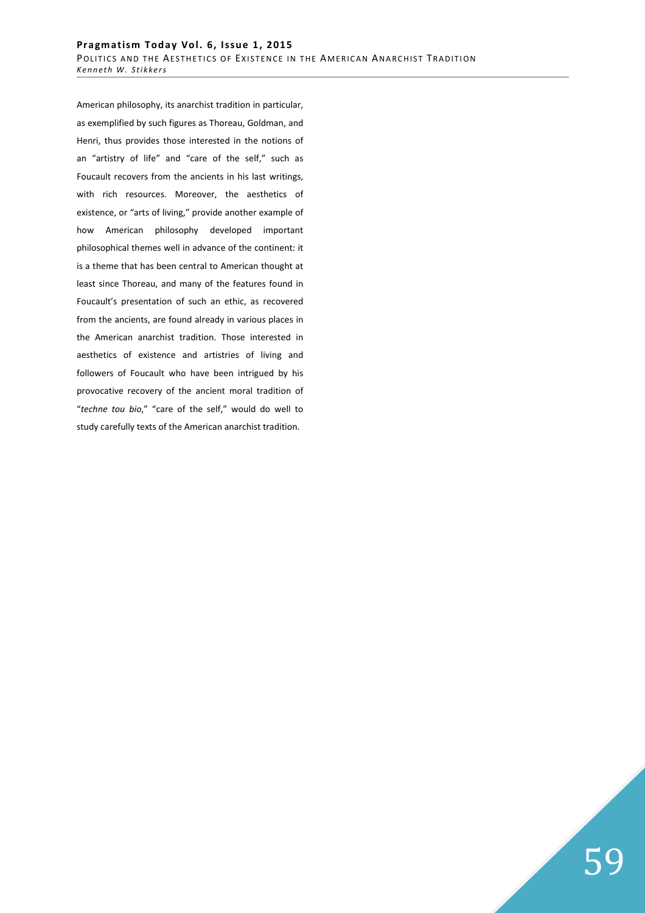American philosophy, its anarchist tradition in particular, as exemplified by such figures as Thoreau, Goldman, and Henri, thus provides those interested in the notions of an "artistry of life" and "care of the self," such as Foucault recovers from the ancients in his last writings, with rich resources. Moreover, the aesthetics of existence, or "arts of living," provide another example of how American philosophy developed important philosophical themes well in advance of the continent: it is a theme that has been central to American thought at least since Thoreau, and many of the features found in Foucault's presentation of such an ethic, as recovered from the ancients, are found already in various places in the American anarchist tradition. Those interested in aesthetics of existence and artistries of living and followers of Foucault who have been intrigued by his provocative recovery of the ancient moral tradition of "*techne tou bio*," "care of the self," would do well to study carefully texts of the American anarchist tradition.